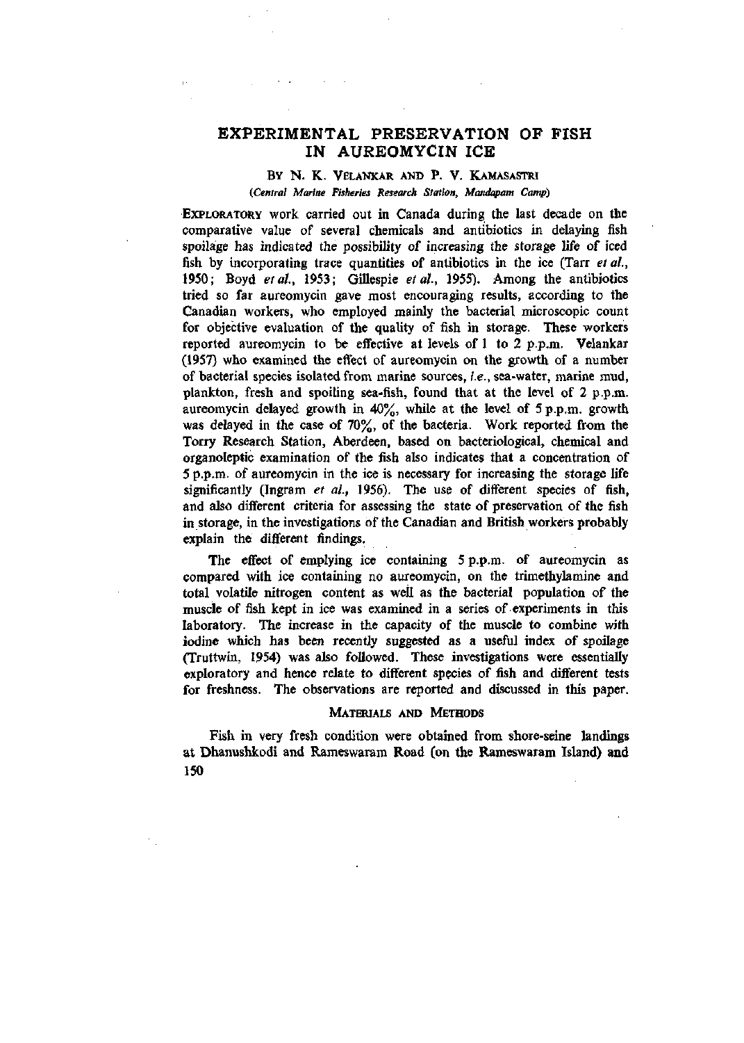# EXPERIMENTAL PRESERVATION OF FISH IN AUREOMYCIN ICE

BY N. K. VELANKAR AND P. V. KAMASASTRI

*(Central Marine Fisheries Research Station, Mandapam Camp)*

EXPLORATORY work carried out in Canada during the last decade on the comparative value of several chemicals and antibiotics in delaying fish spoilage has indicated the possibility of increasing the storage life of iced fish by incorporating trace quantities of antibiotics in the ice (Tarr *et al.*, 1950; Boyd *et al.*, 1953; Gillespie *et al.*, 1955). Among the antibiotics tried so far aureomycin gave most encouraging results, according to the Canadian workers, who employed mainly the bacterial microscopic count for objective evaluation of the quality of fish in storage. These workers reported aureomycin to be effective at levels of 1 to 2 p.p.m. Velankar (1957) who examined the effect of aureomycin on the growth of a number of bacterial species isolated from marine sources, *i.e.*, sea-water, marine mud, plankton, fresh and spoiling sea-fish, found that at the level of 2 p.p.m. aureomycin delayed growth in 40%, while at the level of 5 p.p.m. growth was delayed in the case of 70%, of the bacteria. Work reported from the Torry Research Station, Aberdeen, based on bacteriological, chemical and organoleptic examination of the fish also indicates that a concentration of 5 p.p.m. of aureomycin in the ice is necessary for increasing the storage life significantly (Ingram *et al.*, 1956). The use of different species of fish, and also different criteria for assessing the state of preservation of the fish in storage, in the investigations of the Canadian and British workers probably explain the different findings.

The effect of emplying ice containing 5 p.p.m. of aureomycin as compared with ice containing no aureomycin, on the trimethylamine and total volatile nitrogen content as well as the bacterial population of the muscle of fish kept in ice was examined in a series of experiments in this laboratory. The increase in the capacity of the muscle to combine with iodine which has been recently suggested as a useful index of spoilage (Truttwin, 1954) was also followed. These investigations were essentially exploratory and hence relate to different species of fish and different tests for freshness. The observations are reported and discussed in this paper.

## MATERIALS AND METHODS

Fish in very fresh condition were obtained from shore-seine landings at Dhanushkodi and Rameswaram Road (on the Rameswaram Island) and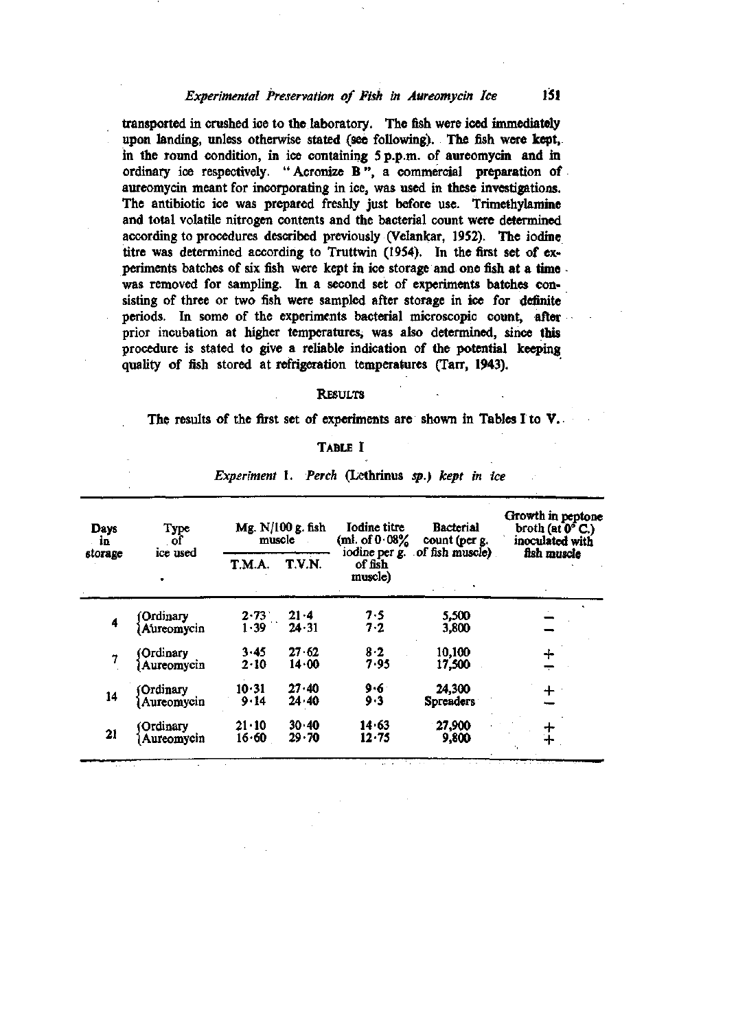transported in crushed ice to the laboratory. The fish were iced immediately upon landing, unless otherwise stated (see following). The fish were kept, in the round condition, in ice containing 5 p.p.m. of aureomycin and in ordinary ice respectively. "Acronize B", a commercial preparation of aureomycin meant for incorporating in ice, was used in these investigations. The antibiotic ice was prepared freshly just before use. Trimethylamine and total volatile nitrogen contents and the bacterial count were determined according to procedures described previously (Velankar, 1952). The iodine titre was determined according to Truttwin (1954). In the first set of experiments batches of six fish were kept in ice storage and one fish at a time was removed for sampling. In a second set of experiments batches consisting of three or two fish were sampled after storage in ice for definite periods. In some of the experiments bacterial microscopic count, after prior incubation at higher temperatures, was also determined, since this procedure is stated to give a reliable indication of the potential keeping quality of fish stored at refrigeration temperatures (Tarr, 1943).

## Results

The results of the first set of experiments are shown in Tables I to V.

**Table I**

*Experiment* 1. *Perch* (Lethrinus *sp.*) *kept in ice*

| Days in storage | Type of ice used | Mg. N/100 g. fish muscle | | Iodine titre (ml. of 0·08% iodine per g. of fish muscle) | Bacterial count (per g. of fish muscle) | Growth in peptone broth (at 0° C.) inoculated with fish muscle |
|---|---|---|---|---|---|---|
| | | T.M.A. | T.V.N. | | | |
| 4 | Ordinary | 2·73 | 21·4 | 7·5 | 5,500 | − |
| | Aureomycin | 1·39 | 24·31 | 7·2 | 3,800 | − |
| 7 | Ordinary | 3·45 | 27·62 | 8·2 | 10,100 | + |
| | Aureomycin | 2·10 | 14·00 | 7·95 | 17,500 | − |
| 14 | Ordinary | 10·31 | 27·40 | 9·6 | 24,300 | + |
| | Aureomycin | 9·14 | 24·40 | 9·3 | Spreaders | − |
| 21 | Ordinary | 21·10 | 30·40 | 14·63 | 27,900 | + |
| | Aureomycin | 16·60 | 29·70 | 12·75 | 9,800 | + |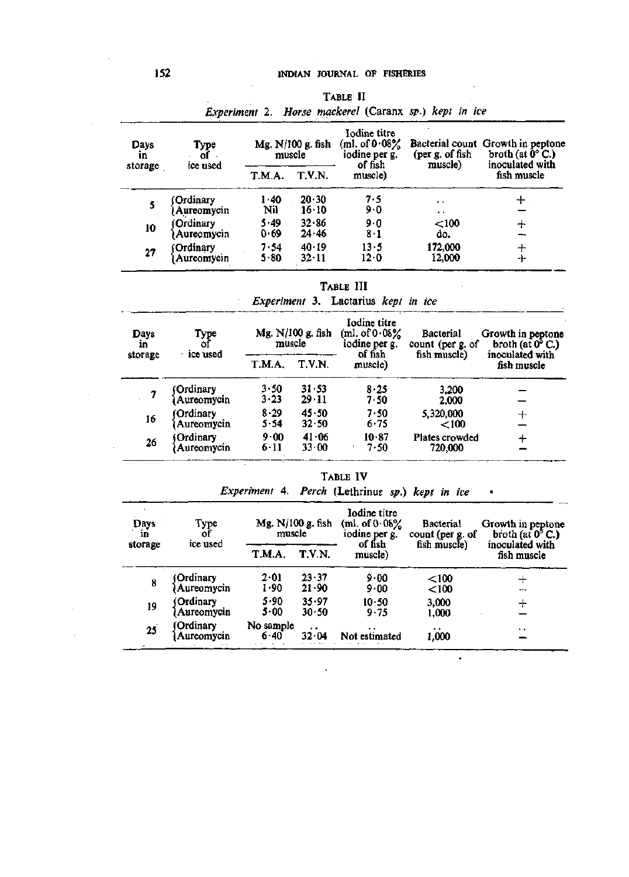**TABLE II**

*Experiment* 2. *Horse mackerel* (Caranx *sp.*) *kept in ice*

| Days in storage | Type of ice used | Mg. N/100 g. fish muscle | | Iodine titre (ml. of 0·08% iodine per g. of fish muscle) | Bacterial count (per g. of fish muscle) | Growth in peptone broth (at 0° C.) inoculated with fish muscle |
|---|---|---|---|---|---|---|
| | | T.M.A. | T.V.N. | | | |
| 5 | Ordinary | 1·40 | 20·30 | 7·5 | .. | + |
| | Aureomycin | Nil | 16·10 | 9·0 | .. | − |
| 10 | Ordinary | 5·49 | 32·86 | 9·0 | <100 | + |
| | Aureomycin | 0·69 | 24·46 | 8·1 | do. | − |
| 27 | Ordinary | 7·54 | 40·19 | 13·5 | 172,000 | + |
| | Aureomycin | 5·80 | 32·11 | 12·0 | 12,000 | + |

**TABLE III**

*Experiment* 3. Lactarius *kept in ice*

| Days in storage | Type of ice used | Mg. N/100 g. fish muscle | | Iodine titre (ml. of 0·08% iodine per g. of fish muscle) | Bacterial count (per g. of fish muscle) | Growth in peptone broth (at 0° C.) inoculated with fish muscle |
|---|---|---|---|---|---|---|
| | | T.M.A. | T.V.N. | | | |
| 7 | Ordinary | 3·50 | 31·53 | 8·25 | 3,200 | − |
| | Aureomycin | 3·23 | 29·11 | 7·50 | 2,000 | − |
| 16 | Ordinary | 8·29 | 45·50 | 7·50 | 5,320,000 | + |
| | Aureomycin | 5·54 | 32·50 | 6·75 | <100 | − |
| 26 | Ordinary | 9·00 | 41·06 | 10·87 | Plates crowded | + |
| | Aureomycin | 6·11 | 33·00 | 7·50 | 720,000 | − |

**TABLE IV**

*Experiment* 4. *Perch* (Lethrinus *sp.*) *kept in ice*

| Days in storage | Type of ice used | Mg. N/100 g. fish muscle | | Iodine titre (ml. of 0·08% iodine per g. of fish muscle) | Bacterial count (per g. of fish muscle) | Growth in peptone broth (at 0° C.) inoculated with fish muscle |
|---|---|---|---|---|---|---|
| | | T.M.A. | T.V.N. | | | |
| 8 | Ordinary | 2·01 | 23·37 | 9·00 | <100 | + |
| | Aureomycin | 1·90 | 21·90 | 9·00 | <100 | − |
| 19 | Ordinary | 5·90 | 35·97 | 10·50 | 3,000 | + |
| | Aureomycin | 5·00 | 30·50 | 9·75 | 1,000 | − |
| 25 | Ordinary | No sample | .. | .. | .. | .. |
| | Aureomycin | 6·40 | 32·04 | Not estimated | 1,000 | − |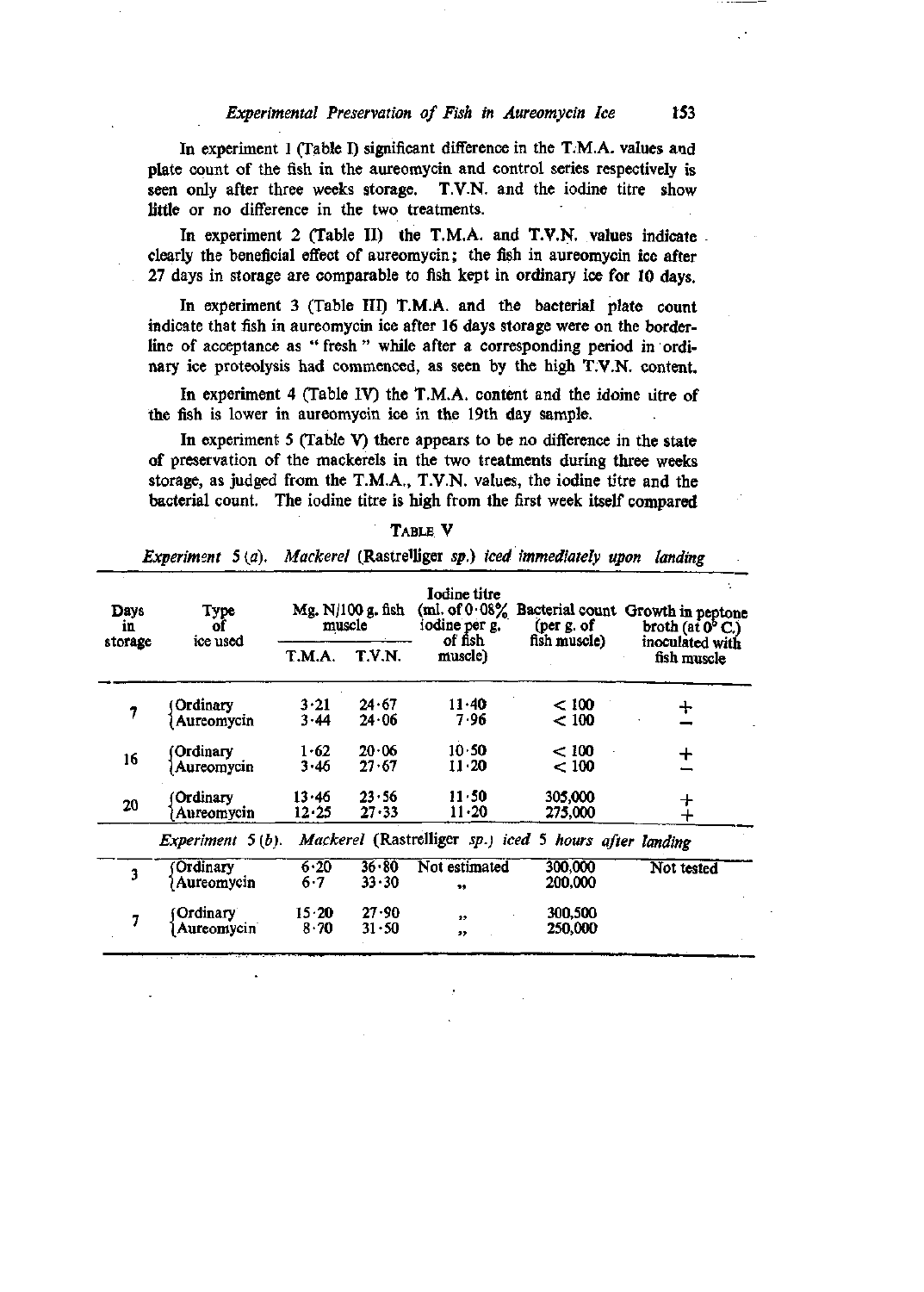In experiment 1 (Table I) significant difference in the T.M.A. values and plate count of the fish in the aureomycin and control series respectively is seen only after three weeks storage. T.V.N. and the iodine titre show little or no difference in the two treatments.

In experiment 2 (Table II) the T.M.A. and T.V.N. values indicate clearly the beneficial effect of aureomycin; the fish in aureomycin ice after 27 days in storage are comparable to fish kept in ordinary ice for 10 days.

In experiment 3 (Table III) T.M.A. and the bacterial plate count indicate that fish in aureomycin ice after 16 days storage were on the borderline of acceptance as "fresh" while after a corresponding period in ordinary ice proteolysis had commenced, as seen by the high T.V.N. content.

In experiment 4 (Table IV) the T.M.A. content and the idoine titre of the fish is lower in aureomycin ice in the 19th day sample.

In experiment 5 (Table V) there appears to be no difference in the state of preservation of the mackerels in the two treatments during three weeks storage, as judged from the T.M.A., T.V.N. values, the iodine titre and the bacterial count. The iodine titre is high from the first week itself compared

TABLE V

*Experiment 5 (a). Mackerel* (Rastrelliger *sp.*) *iced immediately upon landing*

| Days in storage | Type of ice used | Mg. N/100 g. fish muscle | | Iodine titre (ml. of 0·08% iodine per g. of fish muscle) | Bacterial count (per g. of fish muscle) | Growth in peptone broth (at 0° C.) inoculated with fish muscle |
|---|---|---|---|---|---|---|
| | | T.M.A. | T.V.N. | | | |
| 7 | Ordinary | 3·21 | 24·67 | 11·40 | < 100 | + |
| | Aureomycin | 3·44 | 24·06 | 7·96 | < 100 | − |
| 16 | Ordinary | 1·62 | 20·06 | 10·50 | < 100 | + |
| | Aureomycin | 3·46 | 27·67 | 11·20 | < 100 | − |
| 20 | Ordinary | 13·46 | 23·56 | 11·50 | 305,000 | + |
| | Aureomycin | 12·25 | 27·33 | 11·20 | 275,000 | + |
| *Experiment 5 (b). Mackerel* (Rastrelliger *sp.*) *iced 5 hours after landing* | | | | | | |
| 3 | Ordinary | 6·20 | 36·80 | Not estimated | 300,000 | Not tested |
| | Aureomycin | 6·7 | 33·30 | " | 200,000 | |
| 7 | Ordinary | 15·20 | 27·90 | " | 300,500 | |
| | Aureomycin | 8·70 | 31·50 | " | 250,000 | |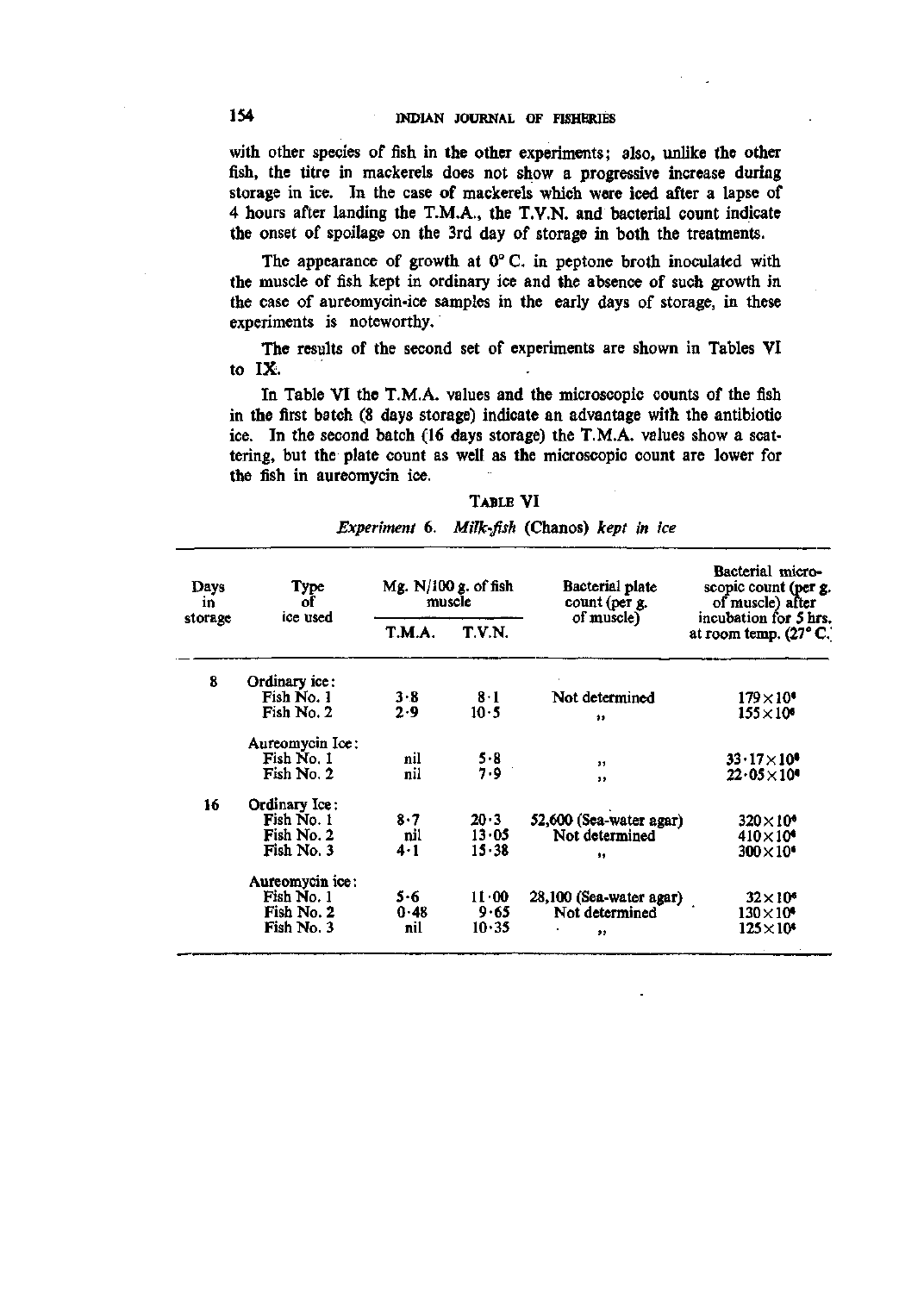with other species of fish in the other experiments; also, unlike the other fish, the titre in mackerels does not show a progressive increase during storage in ice. In the case of mackerels which were iced after a lapse of 4 hours after landing the T.M.A., the T.V.N. and bacterial count indicate the onset of spoilage on the 3rd day of storage in both the treatments.

The appearance of growth at 0° C. in peptone broth inoculated with the muscle of fish kept in ordinary ice and the absence of such growth in the case of aureomycin-ice samples in the early days of storage, in these experiments is noteworthy.

The results of the second set of experiments are shown in Tables VI to IX.

In Table VI the T.M.A. values and the microscopic counts of the fish in the first batch (8 days storage) indicate an advantage with the antibiotic ice. In the second batch (16 days storage) the T.M.A. values show a scattering, but the plate count as well as the microscopic count are lower for the fish in aureomycin ice.

TABLE VI

*Experiment 6. Milk-fish* (Chanos) *kept in ice*

| Days in storage | Type of ice used | Mg. N/100 g. of fish muscle | | Bacterial plate count (per g. of muscle) | Bacterial microscopic count (per g. of muscle) after incubation for 5 hrs. at room temp. (27° C.) |
|---|---|---|---|---|---|
| | | T.M.A. | T.V.N. | | |
| 8 | Ordinary ice: | | | | |
| | Fish No. 1 | 3·8 | 8·1 | Not determined | $179 \times 10^{6}$ |
| | Fish No. 2 | 2·9 | 10·5 | ,, | $155 \times 10^{6}$ |
| | Aureomycin Ice: | | | | |
| | Fish No. 1 | nil | 5·8 | ,, | $33 \cdot 17 \times 10^{6}$ |
| | Fish No. 2 | nil | 7·9 | ,, | $22 \cdot 05 \times 10^{6}$ |
| 16 | Ordinary Ice: | | | | |
| | Fish No. 1 | 8·7 | 20·3 | 52,600 (Sea-water agar) | $320 \times 10^{6}$ |
| | Fish No. 2 | nil | 13·05 | Not determined | $410 \times 10^{6}$ |
| | Fish No. 3 | 4·1 | 15·38 | ,, | $300 \times 10^{6}$ |
| | Aureomycin ice: | | | | |
| | Fish No. 1 | 5·6 | 11·00 | 28,100 (Sea-water agar) | $32 \times 10^{6}$ |
| | Fish No. 2 | 0·48 | 9·65 | Not determined | $130 \times 10^{6}$ |
| | Fish No. 3 | nil | 10·35 | ,, | $125 \times 10^{6}$ |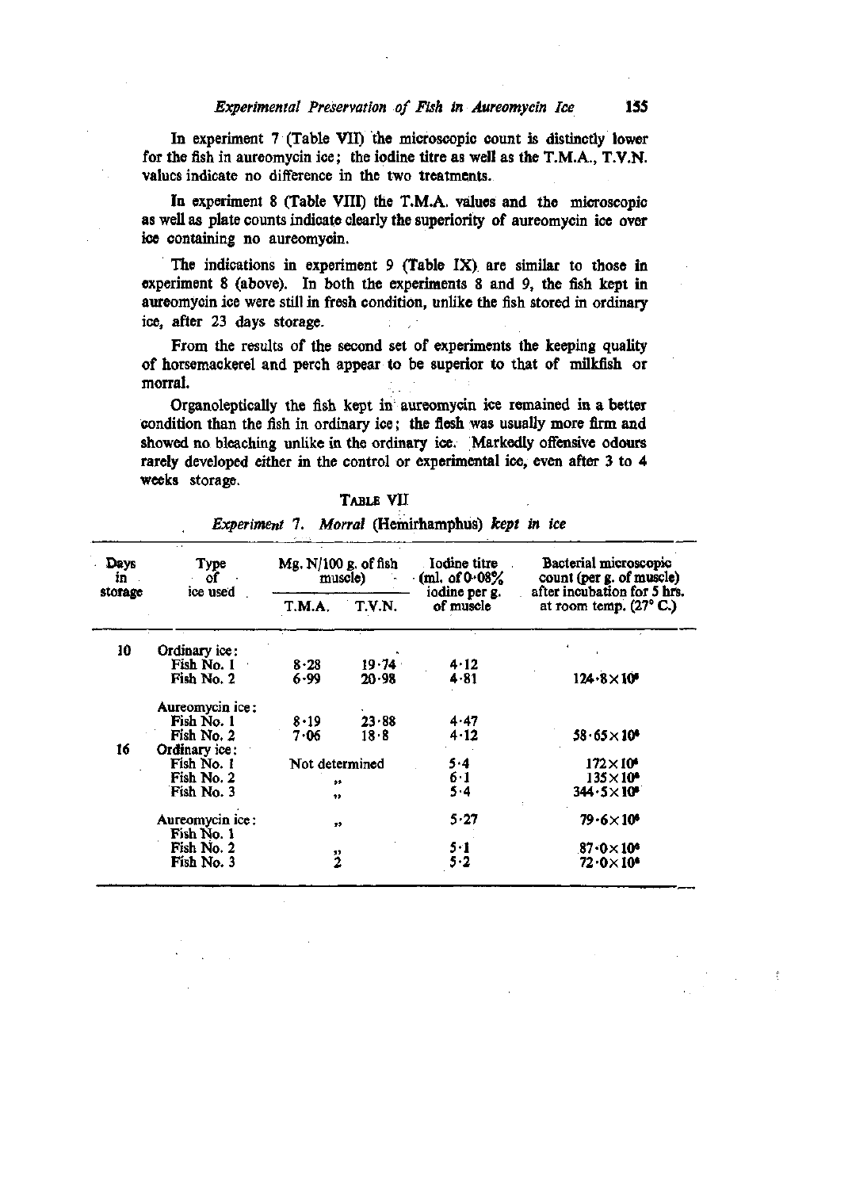In experiment 7 (Table VII) the microscopic count is distinctly lower for the fish in aureomycin ice; the iodine titre as well as the T.M.A., T.V.N. values indicate no difference in the two treatments.

In experiment 8 (Table VIII) the T.M.A. values and the microscopic as well as plate counts indicate clearly the superiority of aureomycin ice over ice containing no aureomycin.

The indications in experiment 9 (Table IX) are similar to those in experiment 8 (above). In both the experiments 8 and 9, the fish kept in aureomycin ice were still in fresh condition, unlike the fish stored in ordinary ice, after 23 days storage.

From the results of the second set of experiments the keeping quality of horsemackerel and perch appear to be superior to that of milkfish or morral.

Organoleptically the fish kept in aureomycin ice remained in a better condition than the fish in ordinary ice; the flesh was usually more firm and showed no bleaching unlike in the ordinary ice. Markedly offensive odours rarely developed either in the control or experimental ice, even after 3 to 4 weeks storage.

TABLE VII

*Experiment 7. Morral* (Hemirhamphus) *kept in ice*

| Days in storage | Type of ice used | Mg. N/100 g. of fish muscle) | | Iodine titre (ml. of 0·08% iodine per g. of muscle | Bacterial microscopic count (per g. of muscle) after incubation for 5 hrs. at room temp. (27° C.) |
|---|---|---|---|---|---|
| | | T.M.A. | T.V.N. | | |
| 10 | Ordinary ice: | | | | |
| | Fish No. 1 | 8·28 | 19·74 | 4·12 | |
| | Fish No. 2 | 6·99 | 20·98 | 4·81 | $124 \cdot 8 \times 10^6$ |
| | Aureomycin ice: | | | | |
| | Fish No. 1 | 8·19 | 23·88 | 4·47 | |
| | Fish No. 2 | 7·06 | 18·8 | 4·12 | $58 \cdot 65 \times 10^6$ |
| 16 | Ordinary ice: | | | | |
| | Fish No. 1 | Not determined | | 5·4 | $172 \times 10^6$ |
| | Fish No. 2 | ,, | | 6·1 | $135 \times 10^6$ |
| | Fish No. 3 | ,, | | 5·4 | $344 \cdot 5 \times 10^6$ |
| | Aureomycin ice: | ,, | | 5·27 | $79 \cdot 6 \times 10^6$ |
| | Fish No. 1 | | | | |
| | Fish No. 2 | ,, | | 5·1 | $87 \cdot 0 \times 10^6$ |
| | Fish No. 3 | 2 | | 5·2 | $72 \cdot 0 \times 10^6$ |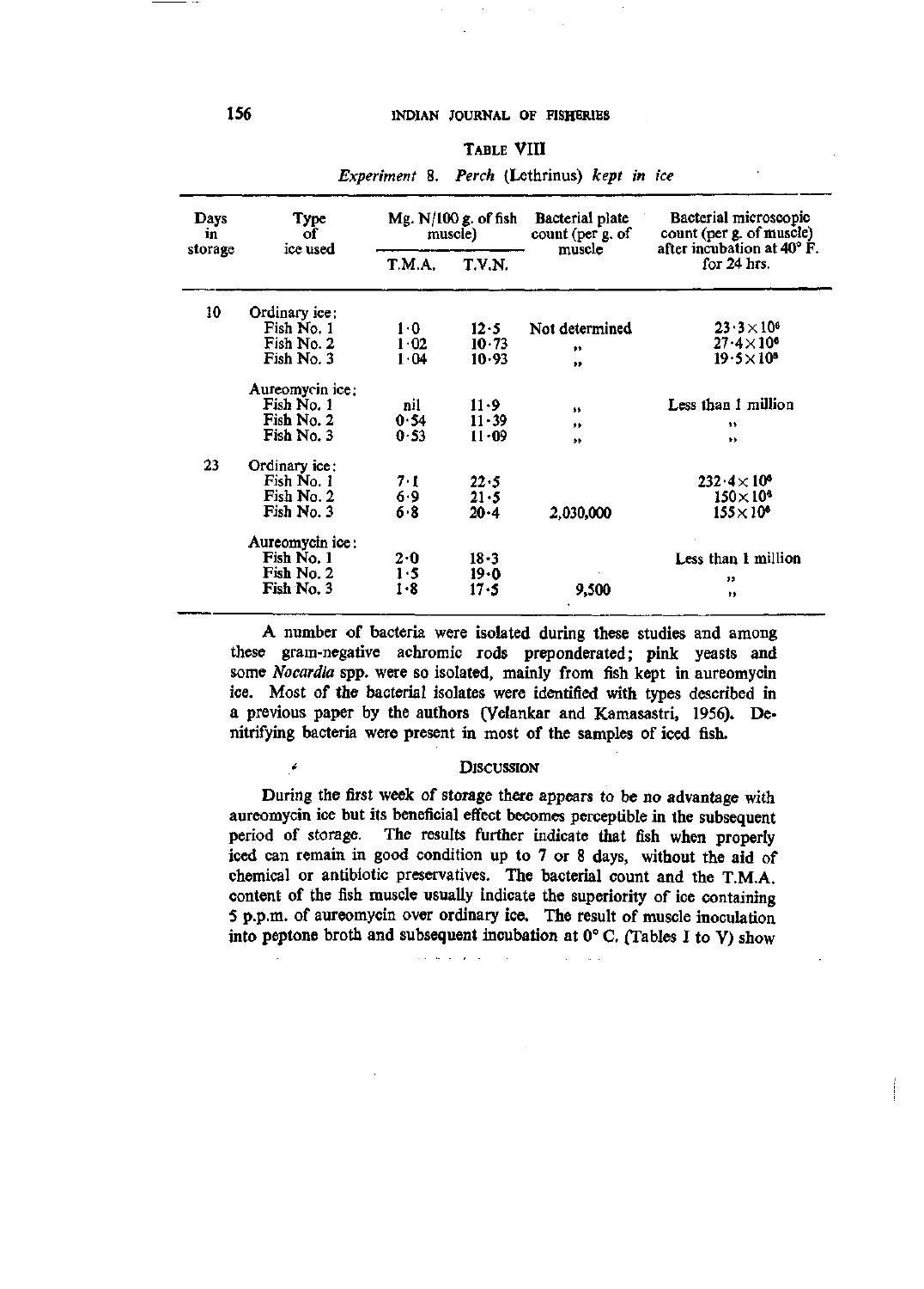TABLE VIII

*Experiment* 8. *Perch* (Lethrinus) *kept in ice*

| Days in storage | Type of ice used | Mg. N/100 g. of fish muscle) | | Bacterial plate count (per g. of muscle | Bacterial microscopic count (per g. of muscle) after incubation at 40° F. for 24 hrs. |
|---|---|---|---|---|---|
| | | T.M.A. | T.V.N. | | |
| 10 | Ordinary ice: | | | | |
| | Fish No. 1 | 1·0 | 12·5 | Not determined | $23 \cdot 3 \times 10^6$ |
| | Fish No. 2 | 1·02 | 10·73 | ,, | $27 \cdot 4 \times 10^6$ |
| | Fish No. 3 | 1·04 | 10·93 | ,, | $19 \cdot 5 \times 10^6$ |
| | Aureomycin ice: | | | | |
| | Fish No. 1 | nil | 11·9 | ,, | Less than 1 million |
| | Fish No. 2 | 0·54 | 11·39 | ,, | ,, |
| | Fish No. 3 | 0·53 | 11·09 | ,, | ,, |
| 23 | Ordinary ice: | | | | |
| | Fish No. 1 | 7·1 | 22·5 | | $232 \cdot 4 \times 10^6$ |
| | Fish No. 2 | 6·9 | 21·5 | | $150 \times 10^6$ |
| | Fish No. 3 | 6·8 | 20·4 | 2,030,000 | $155 \times 10^6$ |
| | Aureomycin ice: | | | | |
| | Fish No. 1 | 2·0 | 18·3 | | Less than 1 million |
| | Fish No. 2 | 1·5 | 19·0 | | ,, |
| | Fish No. 3 | 1·8 | 17·5 | 9,500 | ,, |

A number of bacteria were isolated during these studies and among these gram-negative achromic rods preponderated; pink yeasts and some *Nocardia* spp. were so isolated, mainly from fish kept in aureomycin ice. Most of the bacterial isolates were identified with types described in a previous paper by the authors (Velankar and Kamasastri, 1956). Denitrifying bacteria were present in most of the samples of iced fish.

## DISCUSSION

During the first week of storage there appears to be no advantage with aureomycin ice but its beneficial effect becomes perceptible in the subsequent period of storage. The results further indicate that fish when properly iced can remain in good condition up to 7 or 8 days, without the aid of chemical or antibiotic preservatives. The bacterial count and the T.M.A. content of the fish muscle usually indicate the superiority of ice containing 5 p.p.m. of aureomycin over ordinary ice. The result of muscle inoculation into peptone broth and subsequent incubation at 0° C. (Tables I to V) show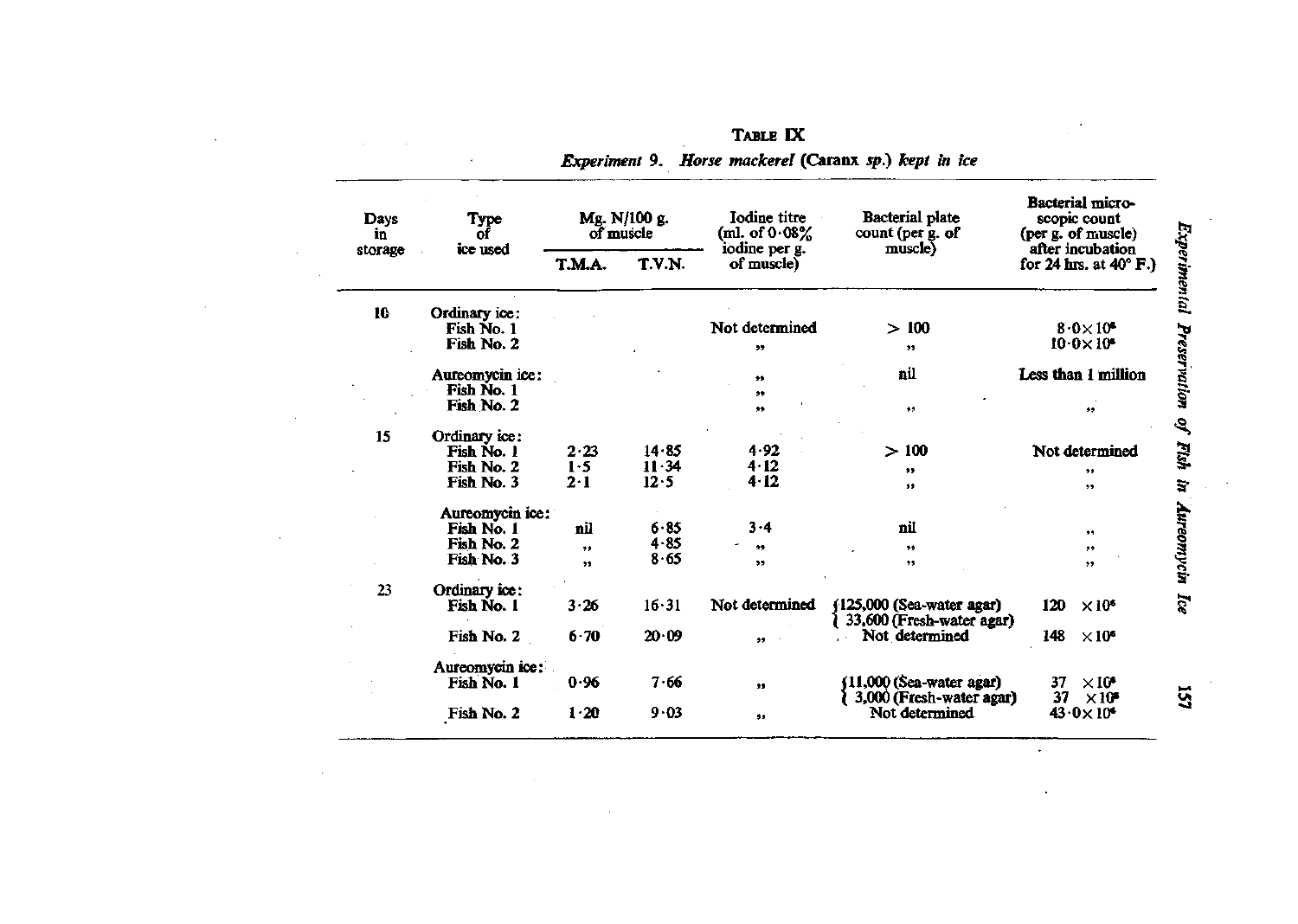**TABLE IX**

*Experiment 9. Horse mackerel* (*Caranx sp.*) *kept in ice*

| Days in storage | Type of ice used | Mg. N/100 g. of muscle | | Iodine titre (ml. of 0·08% iodine per g. of muscle) | Bacterial plate count (per g. of muscle) | Bacterial microscopic count (per g. of muscle) after incubation for 24 hrs. at 40° F.) |
|---|---|---|---|---|---|---|
| | | T.M.A. | T.V.N. | | | |
| 10 | Ordinary ice: | | | | | |
| | Fish No. 1 | | | Not determined | > 100 | $8 \cdot 0 \times 10^6$ |
| | Fish No. 2 | | | ,, | ,, | $10 \cdot 0 \times 10^6$ |
| | Aureomycin ice: | | | ,, | nil | Less than 1 million |
| | Fish No. 1 | | | ,, | | |
| | Fish No. 2 | | | ,, | ,, | ,, |
| 15 | Ordinary ice: | | | | | |
| | Fish No. 1 | 2·23 | 14·85 | 4·92 | > 100 | Not determined |
| | Fish No. 2 | 1·5 | 11·34 | 4·12 | ,, | ,, |
| | Fish No. 3 | 2·1 | 12·5 | 4·12 | ,, | ,, |
| | Aureomycin ice: | | | | | |
| | Fish No. 1 | nil | 6·85 | 3·4 | nil | ,, |
| | Fish No. 2 | ,, | 4·85 | ,, | ,, | ,, |
| | Fish No. 3 | ,, | 8·65 | ,, | ,, | ,, |
| 23 | Ordinary ice: | | | | | |
| | Fish No. 1 | 3·26 | 16·31 | Not determined | 125,000 (Sea-water agar) 33,600 (Fresh-water agar) | $120 \times 10^6$ |
| | Fish No. 2 | 6·70 | 20·09 | ,, | Not determined | $148 \times 10^6$ |
| | Aureomycin ice: | | | | | |
| | Fish No. 1 | 0·96 | 7·66 | ,, | 11,000 (Sea-water agar) 3,000 (Fresh-water agar) | $37 \times 10^6$ $37 \times 10^6$ |
| | Fish No. 2 | 1·20 | 9·03 | ,, | Not determined | $43 \cdot 0 \times 10^6$ |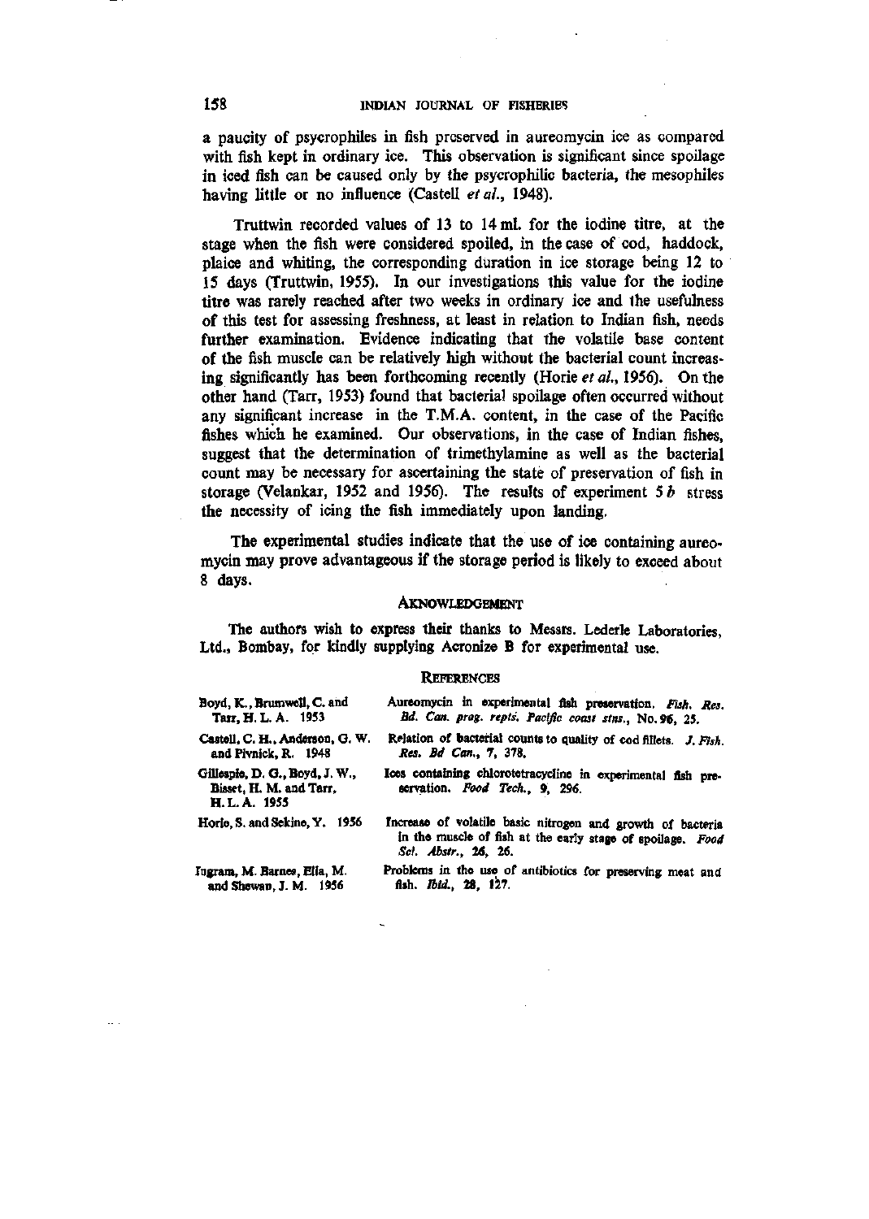a paucity of psycrophiles in fish preserved in aureomycin ice as compared with fish kept in ordinary ice. This observation is significant since spoilage in iced fish can be caused only by the psycrophilic bacteria, the mesophiles having little or no influence (Castell *et al.*, 1948).

Truttwin recorded values of 13 to 14 ml. for the iodine titre, at the stage when the fish were considered spoiled, in the case of cod, haddock, plaice and whiting, the corresponding duration in ice storage being 12 to 15 days (Truttwin, 1955). In our investigations this value for the iodine titre was rarely reached after two weeks in ordinary ice and the usefulness of this test for assessing freshness, at least in relation to Indian fish, needs further examination. Evidence indicating that the volatile base content of the fish muscle can be relatively high without the bacterial count increasing significantly has been forthcoming recently (Horie *et al.*, 1956). On the other hand (Tarr, 1953) found that bacterial spoilage often occurred without any significant increase in the T.M.A. content, in the case of the Pacific fishes which he examined. Our observations, in the case of Indian fishes, suggest that the determination of trimethylamine as well as the bacterial count may be necessary for ascertaining the state of preservation of fish in storage (Velankar, 1952 and 1956). The results of experiment 5 *b* stress the necessity of icing the fish immediately upon landing.

The experimental studies indicate that the use of ice containing aureomycin may prove advantageous if the storage period is likely to exceed about 8 days.

## AKNOWLEDGEMENT

The authors wish to express their thanks to Messrs. Lederle Laboratories, Ltd., Bombay, for kindly supplying Acronize B for experimental use.

## REFERENCES

Boyd, K., Brumwell, C. and Tarr, H. L. A. 1953 — Aureomycin in experimental fish preservation. *Fish. Res. Bd. Can. prog. repts. Pacific coast stns.*, No. **96**, 25.

Castell, C. H., Anderson, G. W. and Pivnick, R. 1948 — Relation of bacterial counts to quality of cod fillets. *J. Fish. Res. Bd Can.*, **7**, 378.

Gillespie, D. G., Boyd, J. W., Bisset, H. M. and Tarr, H. L. A. 1955 — Ices containing chlorotetracycline in experimental fish preservation. *Food Tech.*, **9**, 296.

Horie, S. and Sekine, Y. 1956 — Increase of volatile basic nitrogen and growth of bacteria in the muscle of fish at the early stage of spoilage. *Food Sci. Abstr.*, **26**, 26.

Ingram, M. Barnes, Ella, M. and Shewan, J. M. 1956 — Problems in the use of antibiotics for preserving meat and fish. *Ibid.*, **28**, 127.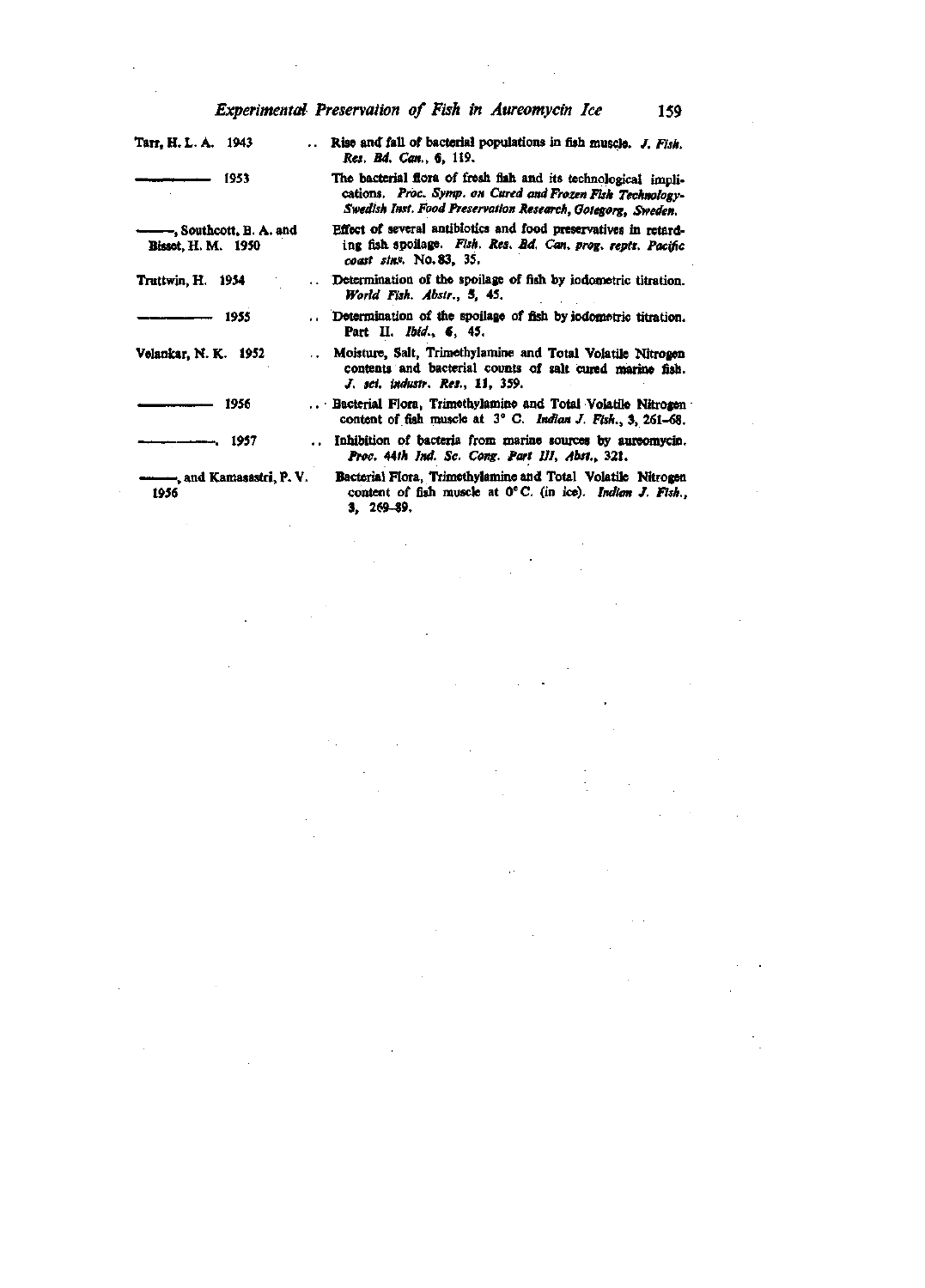Tarr, H. L. A. 1943 .. Rise and fall of bacterial populations in fish muscle. *J. Fish. Res. Bd. Can.*, **6**, 119.

——— 1953 The bacterial flora of fresh fish and its technological implications. *Proc. Symp. on Cured and Frozen Fish Technology-Swedish Inst. Food Preservation Research, Gotegorg, Sweden.*

———, Southcott, B. A. and Bissot, H. M. 1950 Effect of several antibiotics and food preservatives in retarding fish spoilage. *Fish. Res. Bd. Can. prog. reptr. Pacific coast stns.* No. 83, 35.

Truttwin, H. 1954 .. Determination of the spoilage of fish by iodometric titration. *World Fish. Abstr.*, **5**, 45.

——— 1955 .. Determination of the spoilage of fish by iodometric titration. Part II. *Ibid.*, **6**, 45.

Velankar, N. K. 1952 .. Moisture, Salt, Trimethylamine and Total Volatile Nitrogen contents and bacterial counts of salt cured marine fish. *J. sci. industr. Res.*, **11**, 359.

——— 1956 .. Bacterial Flora, Trimethylamine and Total Volatile Nitrogen content of fish muscle at 3° C. *Indian J. Fish.*, **3**, 261–68.

———. 1957 .. Inhibition of bacteria from marine sources by aureomycin. *Proc. 44th Ind. Sc. Cong. Part III, Abst.*, 321.

———, and Kamasastri, P. V. 1956 Bacterial Flora, Trimethylamine and Total Volatile Nitrogen content of fish muscle at 0° C. (in ice). *Indian J. Fish.*, **3**, 269–89.